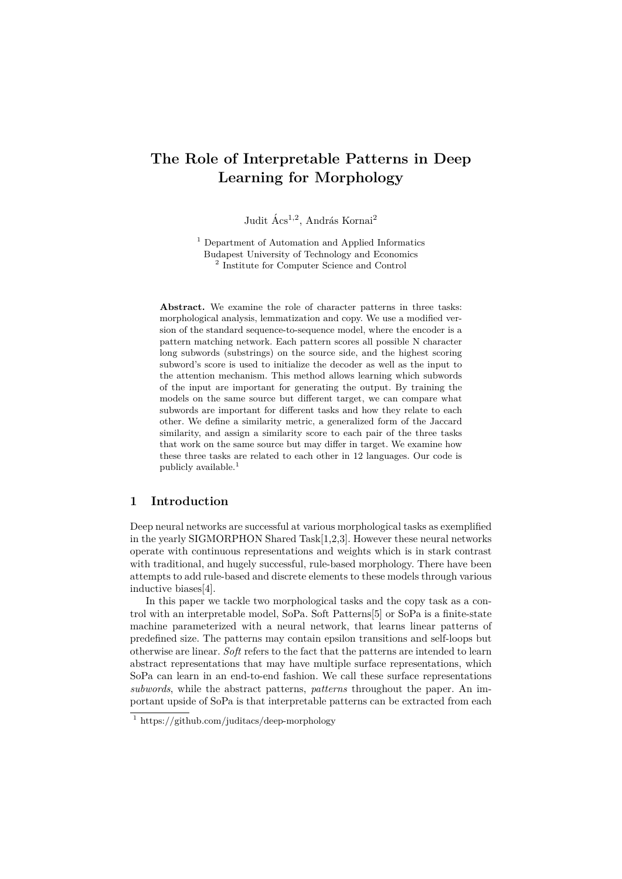# The Role of Interpretable Patterns in Deep Learning for Morphology

Judit Ács[1,2], András Kornai[2]

[1] Department of Automation and Applied Informatics
Budapest University of Technology and Economics
[2] Institute for Computer Science and Control

**Abstract.** We examine the role of character patterns in three tasks: morphological analysis, lemmatization and copy. We use a modified version of the standard sequence-to-sequence model, where the encoder is a pattern matching network. Each pattern scores all possible N character long subwords (substrings) on the source side, and the highest scoring subword's score is used to initialize the decoder as well as the input to the attention mechanism. This method allows learning which subwords of the input are important for generating the output. By training the models on the same source but different target, we can compare what subwords are important for different tasks and how they relate to each other. We define a similarity metric, a generalized form of the Jaccard similarity, and assign a similarity score to each pair of the three tasks that work on the same source but may differ in target. We examine how these three tasks are related to each other in 12 languages. Our code is publicly available.[1]

## 1 Introduction

Deep neural networks are successful at various morphological tasks as exemplified in the yearly SIGMORPHON Shared Task[1,2,3]. However these neural networks operate with continuous representations and weights which is in stark contrast with traditional, and hugely successful, rule-based morphology. There have been attempts to add rule-based and discrete elements to these models through various inductive biases[4].

In this paper we tackle two morphological tasks and the copy task as a control with an interpretable model, SoPa. Soft Patterns[5] or SoPa is a finite-state machine parameterized with a neural network, that learns linear patterns of predefined size. The patterns may contain epsilon transitions and self-loops but otherwise are linear. *Soft* refers to the fact that the patterns are intended to learn abstract representations that may have multiple surface representations, which SoPa can learn in an end-to-end fashion. We call these surface representations *subwords*, while the abstract patterns, *patterns* throughout the paper. An important upside of SoPa is that interpretable patterns can be extracted from each

[1] https://github.com/juditacs/deep-morphology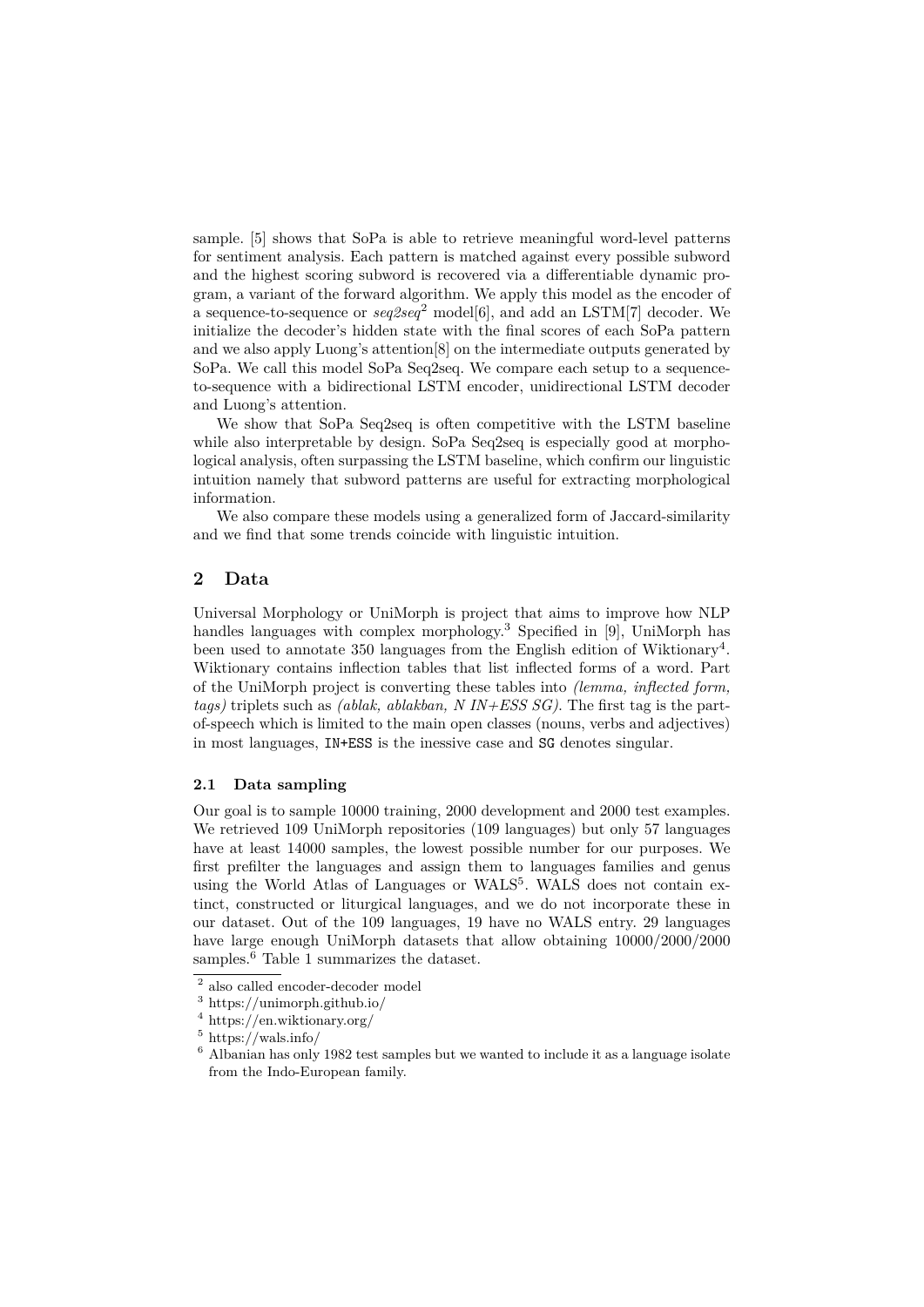sample. [5] shows that SoPa is able to retrieve meaningful word-level patterns for sentiment analysis. Each pattern is matched against every possible subword and the highest scoring subword is recovered via a differentiable dynamic program, a variant of the forward algorithm. We apply this model as the encoder of a sequence-to-sequence or *seq2seq*[2] model[6], and add an LSTM[7] decoder. We initialize the decoder's hidden state with the final scores of each SoPa pattern and we also apply Luong's attention[8] on the intermediate outputs generated by SoPa. We call this model SoPa Seq2seq. We compare each setup to a sequence-to-sequence with a bidirectional LSTM encoder, unidirectional LSTM decoder and Luong's attention.

We show that SoPa Seq2seq is often competitive with the LSTM baseline while also interpretable by design. SoPa Seq2seq is especially good at morphological analysis, often surpassing the LSTM baseline, which confirm our linguistic intuition namely that subword patterns are useful for extracting morphological information.

We also compare these models using a generalized form of Jaccard-similarity and we find that some trends coincide with linguistic intuition.

## 2 Data

Universal Morphology or UniMorph is project that aims to improve how NLP handles languages with complex morphology.[3] Specified in [9], UniMorph has been used to annotate 350 languages from the English edition of Wiktionary[4]. Wiktionary contains inflection tables that list inflected forms of a word. Part of the UniMorph project is converting these tables into *(lemma, inflected form, tags)* triplets such as *(ablak, ablakban, N IN+ESS SG)*. The first tag is the part-of-speech which is limited to the main open classes (nouns, verbs and adjectives) in most languages, `IN+ESS` is the inessive case and `SG` denotes singular.

### 2.1 Data sampling

Our goal is to sample 10000 training, 2000 development and 2000 test examples. We retrieved 109 UniMorph repositories (109 languages) but only 57 languages have at least 14000 samples, the lowest possible number for our purposes. We first prefilter the languages and assign them to languages families and genus using the World Atlas of Languages or WALS[5]. WALS does not contain extinct, constructed or liturgical languages, and we do not incorporate these in our dataset. Out of the 109 languages, 19 have no WALS entry. 29 languages have large enough UniMorph datasets that allow obtaining 10000/2000/2000 samples.[6] Table 1 summarizes the dataset.

[2] also called encoder-decoder model

[3] https://unimorph.github.io/

[4] https://en.wiktionary.org/

[5] https://wals.info/

[6] Albanian has only 1982 test samples but we wanted to include it as a language isolate from the Indo-European family.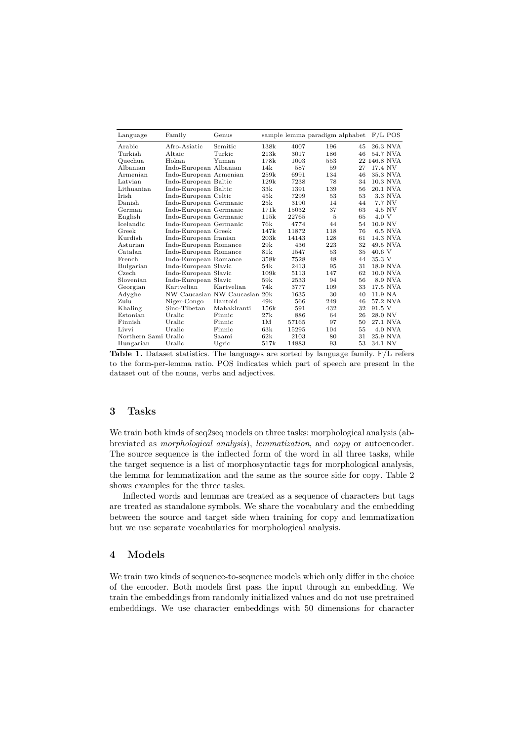| Language | Family | Genus | sample | lemma | paradigm | alphabet | F/L | POS |
|---|---|---|---|---|---|---|---|---|
| Arabic | Afro-Asiatic | Semitic | 138k | 4007 | 196 | 45 | 26.3 | NVA |
| Turkish | Altaic | Turkic | 213k | 3017 | 186 | 46 | 54.7 | NVA |
| Quechua | Hokan | Yuman | 178k | 1003 | 553 | 22 | 146.8 | NVA |
| Albanian | Indo-European | Albanian | 14k | 587 | 59 | 27 | 17.4 | NV |
| Armenian | Indo-European | Armenian | 259k | 6991 | 134 | 46 | 35.3 | NVA |
| Latvian | Indo-European | Baltic | 129k | 7238 | 78 | 34 | 10.3 | NVA |
| Lithuanian | Indo-European | Baltic | 33k | 1391 | 139 | 56 | 20.1 | NVA |
| Irish | Indo-European | Celtic | 45k | 7299 | 53 | 53 | 3.3 | NVA |
| Danish | Indo-European | Germanic | 25k | 3190 | 14 | 44 | 7.7 | NV |
| German | Indo-European | Germanic | 171k | 15032 | 37 | 63 | 4.5 | NV |
| English | Indo-European | Germanic | 115k | 22765 | 5 | 65 | 4.0 | V |
| Icelandic | Indo-European | Germanic | 76k | 4774 | 44 | 54 | 10.9 | NV |
| Greek | Indo-European | Greek | 147k | 11872 | 118 | 76 | 6.5 | NVA |
| Kurdish | Indo-European | Iranian | 203k | 14143 | 128 | 61 | 14.3 | NVA |
| Asturian | Indo-European | Romance | 29k | 436 | 223 | 32 | 49.5 | NVA |
| Catalan | Indo-European | Romance | 81k | 1547 | 53 | 35 | 40.6 | V |
| French | Indo-European | Romance | 358k | 7528 | 48 | 44 | 35.3 | V |
| Bulgarian | Indo-European | Slavic | 54k | 2413 | 95 | 31 | 18.9 | NVA |
| Czech | Indo-European | Slavic | 109k | 5113 | 147 | 62 | 10.0 | NVA |
| Slovenian | Indo-European | Slavic | 59k | 2533 | 94 | 56 | 8.9 | NVA |
| Georgian | Kartvelian | Kartvelian | 74k | 3777 | 109 | 33 | 17.5 | NVA |
| Adyghe | NW Caucasian | NW Caucasian | 20k | 1635 | 30 | 40 | 11.9 | NA |
| Zulu | Niger-Congo | Bantoid | 49k | 566 | 249 | 46 | 57.2 | NVA |
| Khaling | Sino-Tibetan | Mahakiranti | 156k | 591 | 432 | 32 | 91.5 | V |
| Estonian | Uralic | Finnic | 27k | 886 | 64 | 26 | 28.0 | NV |
| Finnish | Uralic | Finnic | 1M | 57165 | 97 | 50 | 27.1 | NVA |
| Livvi | Uralic | Finnic | 63k | 15295 | 104 | 55 | 4.0 | NVA |
| Northern Sami | Uralic | Saami | 62k | 2103 | 80 | 31 | 25.9 | NVA |
| Hungarian | Uralic | Ugric | 517k | 14883 | 93 | 53 | 34.1 | NV |

**Table 1.** Dataset statistics. The languages are sorted by language family. F/L refers to the form-per-lemma ratio. POS indicates which part of speech are present in the dataset out of the nouns, verbs and adjectives.

## 3 Tasks

We train both kinds of seq2seq models on three tasks: morphological analysis (abbreviated as *morphological analysis*), *lemmatization*, and *copy* or autoencoder. The source sequence is the inflected form of the word in all three tasks, while the target sequence is a list of morphosyntactic tags for morphological analysis, the lemma for lemmatization and the same as the source side for copy. Table 2 shows examples for the three tasks.

Inflected words and lemmas are treated as a sequence of characters but tags are treated as standalone symbols. We share the vocabulary and the embedding between the source and target side when training for copy and lemmatization but we use separate vocabularies for morphological analysis.

## 4 Models

We train two kinds of sequence-to-sequence models which only differ in the choice of the encoder. Both models first pass the input through an embedding. We train the embeddings from randomly initialized values and do not use pretrained embeddings. We use character embeddings with 50 dimensions for character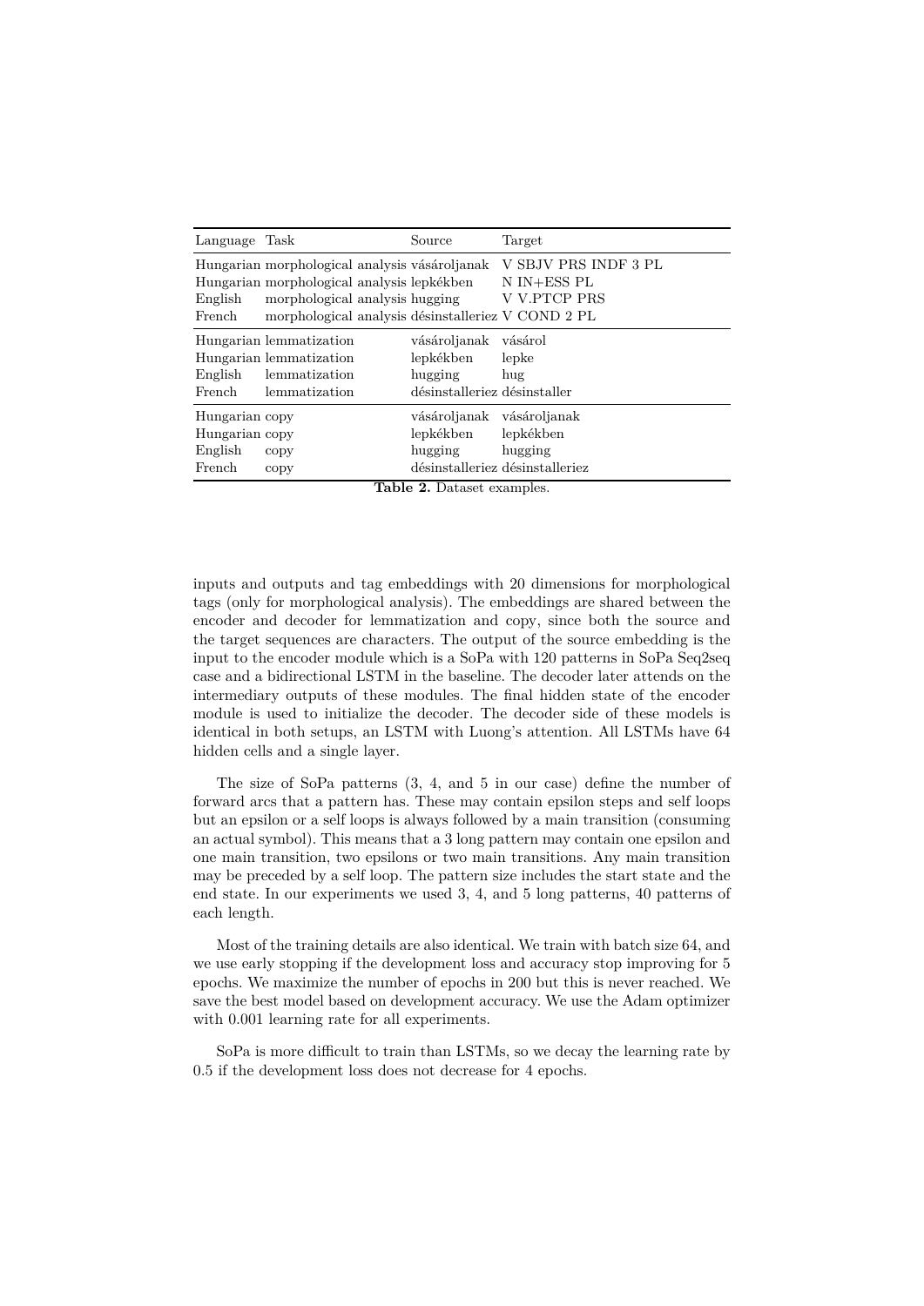| Language | Task | Source | Target |
|---|---|---|---|
| Hungarian | morphological analysis | vásároljanak | V SBJV PRS INDF 3 PL |
| Hungarian | morphological analysis | lepkékben | N IN+ESS PL |
| English | morphological analysis | hugging | V V.PTCP PRS |
| French | morphological analysis | désinstalleriez | V COND 2 PL |
| Hungarian | lemmatization | vásároljanak | vásárol |
| Hungarian | lemmatization | lepkékben | lepke |
| English | lemmatization | hugging | hug |
| French | lemmatization | désinstalleriez | désinstaller |
| Hungarian | copy | vásároljanak | vásároljanak |
| Hungarian | copy | lepkékben | lepkékben |
| English | copy | hugging | hugging |
| French | copy | désinstalleriez | désinstalleriez |

**Table 2.** Dataset examples.

inputs and outputs and tag embeddings with 20 dimensions for morphological tags (only for morphological analysis). The embeddings are shared between the encoder and decoder for lemmatization and copy, since both the source and the target sequences are characters. The output of the source embedding is the input to the encoder module which is a SoPa with 120 patterns in SoPa Seq2seq case and a bidirectional LSTM in the baseline. The decoder later attends on the intermediary outputs of these modules. The final hidden state of the encoder module is used to initialize the decoder. The decoder side of these models is identical in both setups, an LSTM with Luong's attention. All LSTMs have 64 hidden cells and a single layer.

The size of SoPa patterns (3, 4, and 5 in our case) define the number of forward arcs that a pattern has. These may contain epsilon steps and self loops but an epsilon or a self loops is always followed by a main transition (consuming an actual symbol). This means that a 3 long pattern may contain one epsilon and one main transition, two epsilons or two main transitions. Any main transition may be preceded by a self loop. The pattern size includes the start state and the end state. In our experiments we used 3, 4, and 5 long patterns, 40 patterns of each length.

Most of the training details are also identical. We train with batch size 64, and we use early stopping if the development loss and accuracy stop improving for 5 epochs. We maximize the number of epochs in 200 but this is never reached. We save the best model based on development accuracy. We use the Adam optimizer with 0.001 learning rate for all experiments.

SoPa is more difficult to train than LSTMs, so we decay the learning rate by 0.5 if the development loss does not decrease for 4 epochs.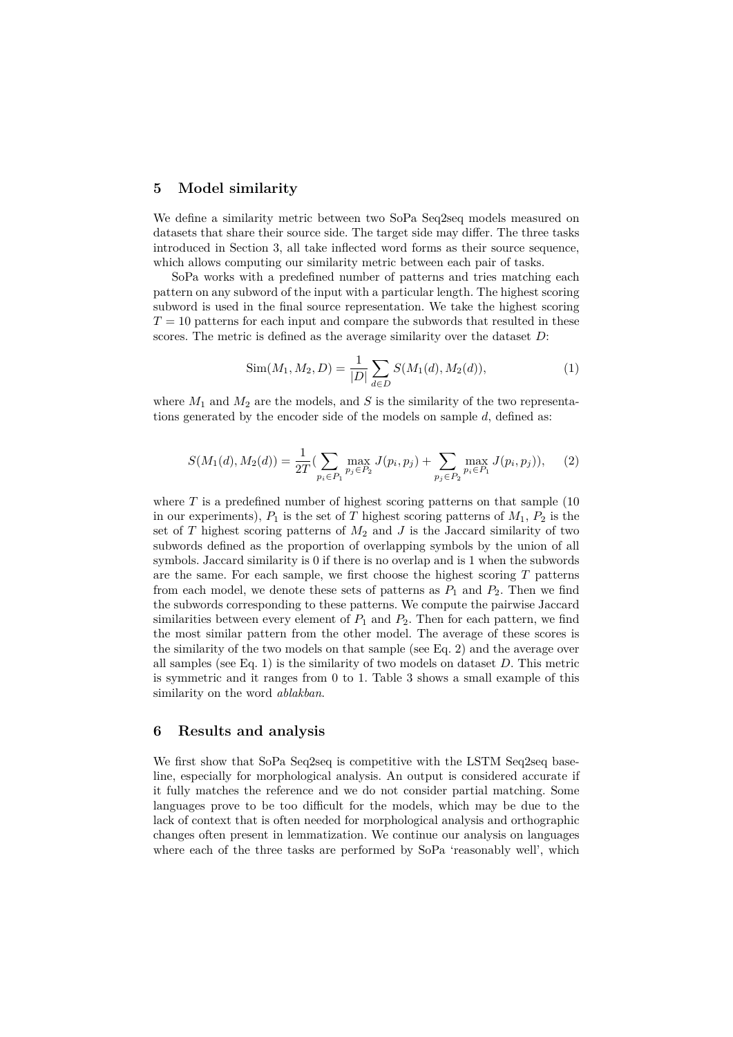## 5 Model similarity

We define a similarity metric between two SoPa Seq2seq models measured on datasets that share their source side. The target side may differ. The three tasks introduced in Section 3, all take inflected word forms as their source sequence, which allows computing our similarity metric between each pair of tasks.

SoPa works with a predefined number of patterns and tries matching each pattern on any subword of the input with a particular length. The highest scoring subword is used in the final source representation. We take the highest scoring $T = 10$ patterns for each input and compare the subwords that resulted in these scores. The metric is defined as the average similarity over the dataset $D$:

$$\mathrm{Sim}(M_1, M_2, D) = \frac{1}{|D|} \sum_{d \in D} S(M_1(d), M_2(d)), \tag{1}$$

where $M_1$ and $M_2$ are the models, and $S$ is the similarity of the two representations generated by the encoder side of the models on sample $d$, defined as:

$$S(M_1(d), M_2(d)) = \frac{1}{2T} \left( \sum_{p_i \in P_1} \max_{p_j \in P_2} J(p_i, p_j) + \sum_{p_j \in P_2} \max_{p_i \in P_1} J(p_i, p_j) \right), \tag{2}$$

where $T$ is a predefined number of highest scoring patterns on that sample (10 in our experiments), $P_1$ is the set of $T$ highest scoring patterns of $M_1$, $P_2$ is the set of $T$ highest scoring patterns of $M_2$ and $J$ is the Jaccard similarity of two subwords defined as the proportion of overlapping symbols by the union of all symbols. Jaccard similarity is 0 if there is no overlap and is 1 when the subwords are the same. For each sample, we first choose the highest scoring $T$ patterns from each model, we denote these sets of patterns as $P_1$ and $P_2$. Then we find the subwords corresponding to these patterns. We compute the pairwise Jaccard similarities between every element of $P_1$ and $P_2$. Then for each pattern, we find the most similar pattern from the other model. The average of these scores is the similarity of the two models on that sample (see Eq. 2) and the average over all samples (see Eq. 1) is the similarity of two models on dataset $D$. This metric is symmetric and it ranges from 0 to 1. Table 3 shows a small example of this similarity on the word *ablakban*.

## 6 Results and analysis

We first show that SoPa Seq2seq is competitive with the LSTM Seq2seq baseline, especially for morphological analysis. An output is considered accurate if it fully matches the reference and we do not consider partial matching. Some languages prove to be too difficult for the models, which may be due to the lack of context that is often needed for morphological analysis and orthographic changes often present in lemmatization. We continue our analysis on languages where each of the three tasks are performed by SoPa 'reasonably well', which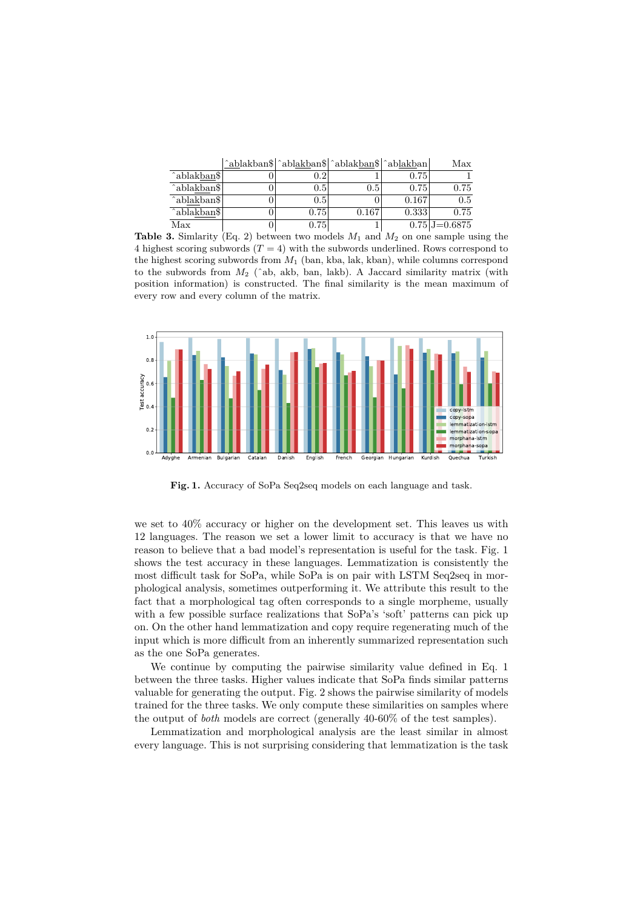| | <u>^ab</u>lakban$ | ^abl<u>akb</u>an$ | ^ablak<u>ban</u>$ | ^ab<u>lakb</u>an | Max |
|---|---|---|---|---|---|
| ^ablak<u>ban</u>$ | 0 | 0.2 | 1 | 0.75 | 1 |
| ^abla<u>kba</u>n$ | 0 | 0.5 | 0.5 | 0.75 | 0.75 |
| ^ab<u>lak</u>ban$ | 0 | 0.5 | 0 | 0.167 | 0.5 |
| ^abla<u>kban</u>$ | 0 | 0.75 | 0.167 | 0.333 | 0.75 |
| Max | 0 | 0.75 | 1 | 0.75 | J=0.6875 |

**Table 3.** Simlarity (Eq. 2) between two models $M_1$ and $M_2$ on one sample using the 4 highest scoring subwords ($T = 4$) with the subwords underlined. Rows correspond to the highest scoring subwords from $M_1$ (ban, kba, lak, kban), while columns correspond to the subwords from $M_2$ (^ab, akb, ban, lakb). A Jaccard similarity matrix (with position information) is constructed. The final similarity is the mean maximum of every row and every column of the matrix.

**Fig. 1.** Accuracy of SoPa Seq2seq models on each language and task.

we set to 40% accuracy or higher on the development set. This leaves us with 12 languages. The reason we set a lower limit to accuracy is that we have no reason to believe that a bad model's representation is useful for the task. Fig. 1 shows the test accuracy in these languages. Lemmatization is consistently the most difficult task for SoPa, while SoPa is on pair with LSTM Seq2seq in morphological analysis, sometimes outperforming it. We attribute this result to the fact that a morphological tag often corresponds to a single morpheme, usually with a few possible surface realizations that SoPa's 'soft' patterns can pick up on. On the other hand lemmatization and copy require regenerating much of the input which is more difficult from an inherently summarized representation such as the one SoPa generates.

We continue by computing the pairwise similarity value defined in Eq. 1 between the three tasks. Higher values indicate that SoPa finds similar patterns valuable for generating the output. Fig. 2 shows the pairwise similarity of models trained for the three tasks. We only compute these similarities on samples where the output of *both* models are correct (generally 40-60% of the test samples).

Lemmatization and morphological analysis are the least similar in almost every language. This is not surprising considering that lemmatization is the task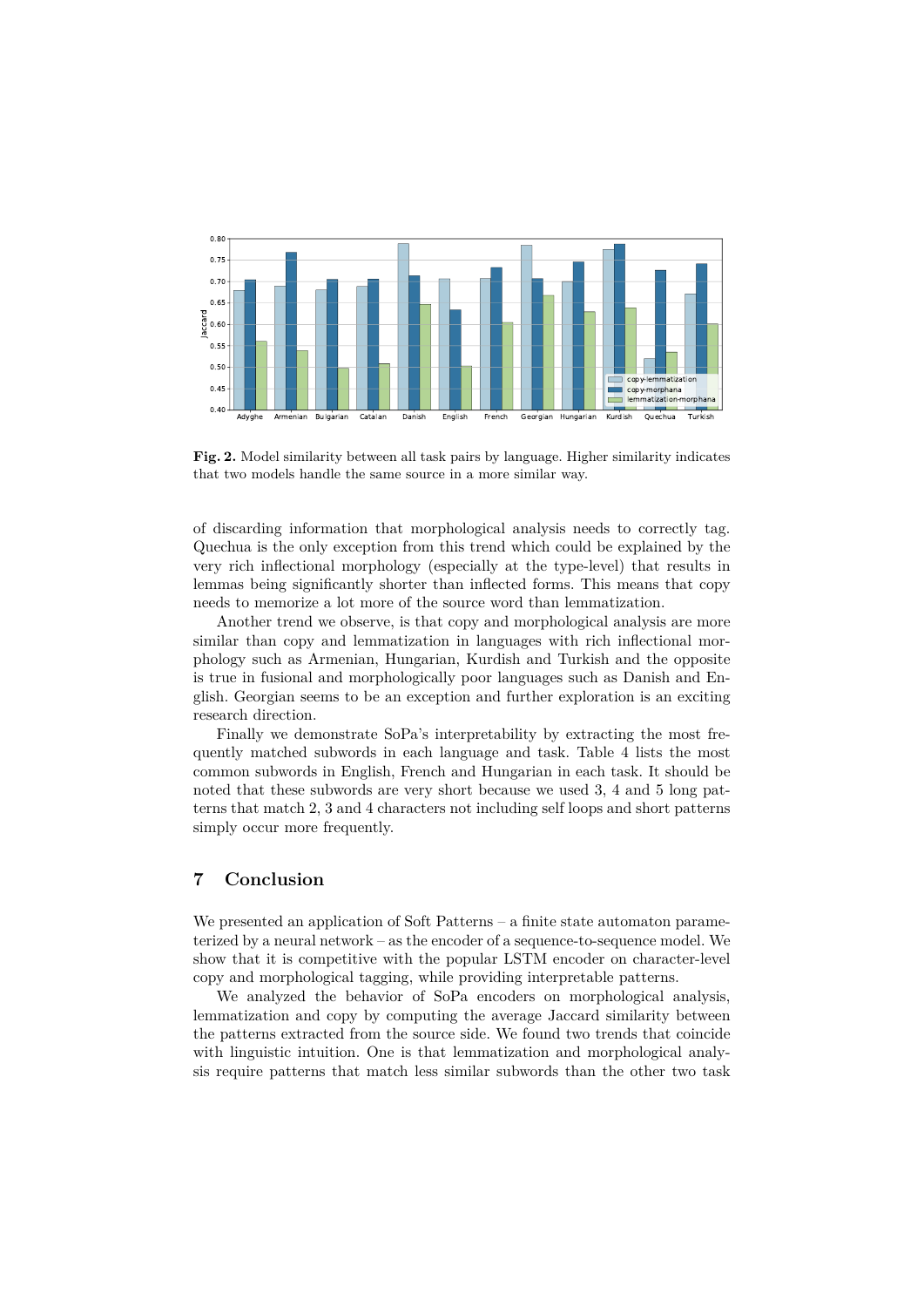**Fig. 2.** Model similarity between all task pairs by language. Higher similarity indicates that two models handle the same source in a more similar way.

of discarding information that morphological analysis needs to correctly tag. Quechua is the only exception from this trend which could be explained by the very rich inflectional morphology (especially at the type-level) that results in lemmas being significantly shorter than inflected forms. This means that copy needs to memorize a lot more of the source word than lemmatization.

Another trend we observe, is that copy and morphological analysis are more similar than copy and lemmatization in languages with rich inflectional morphology such as Armenian, Hungarian, Kurdish and Turkish and the opposite is true in fusional and morphologically poor languages such as Danish and English. Georgian seems to be an exception and further exploration is an exciting research direction.

Finally we demonstrate SoPa's interpretability by extracting the most frequently matched subwords in each language and task. Table 4 lists the most common subwords in English, French and Hungarian in each task. It should be noted that these subwords are very short because we used 3, 4 and 5 long patterns that match 2, 3 and 4 characters not including self loops and short patterns simply occur more frequently.

## 7 Conclusion

We presented an application of Soft Patterns – a finite state automaton parameterized by a neural network – as the encoder of a sequence-to-sequence model. We show that it is competitive with the popular LSTM encoder on character-level copy and morphological tagging, while providing interpretable patterns.

We analyzed the behavior of SoPa encoders on morphological analysis, lemmatization and copy by computing the average Jaccard similarity between the patterns extracted from the source side. We found two trends that coincide with linguistic intuition. One is that lemmatization and morphological analysis require patterns that match less similar subwords than the other two task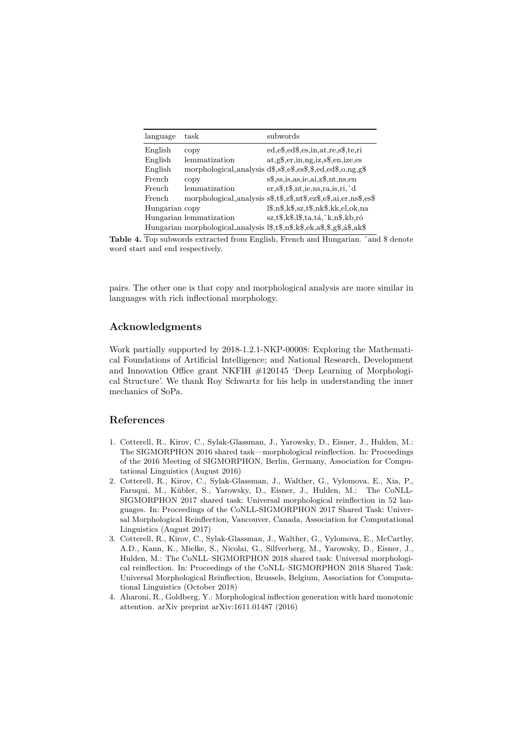| language | task | subwords |
|---|---|---|
| English | copy | ed,e$,ed$,es,in,at,re,s$,te,ri |
| English | lemmatization | at,g$,er,in,ng,iz,s$,en,ize,es |
| English | morphological_analysis | d$,s$,e$,es$,$,ed,ed$,o,ng,g$ |
| French | copy | s$,ss,is,as,ie,ai,z$,nt,ns,en |
| French | lemmatization | er,s$,t$,nt,ie,ns,ra,is,ri,ˆd |
| French | morphological_analysis | s$,t$,z$,nt$,ez$,e$,ai,er,ns$,es$ |
| Hungarian | copy | l$,n$,k$,sz,t$,nk$,kk,el,ok,na |
| Hungarian | lemmatization | sz,t$,k$,l$,ta,tá,ˆk,n$,kb,ró |
| Hungarian | morphological_analysis | l$,t$,n$,k$,ek,a$,$,g$,á$,ak$ |

**Table 4.** Top subwords extracted from English, French and Hungarian. ˆand $ denote word start and end respectively.

pairs. The other one is that copy and morphological analysis are more similar in languages with rich inflectional morphology.

## Acknowledgments

Work partially supported by 2018-1.2.1-NKP-00008: Exploring the Mathematical Foundations of Artificial Intelligence; and National Research, Development and Innovation Office grant NKFIH #120145 'Deep Learning of Morphological Structure'. We thank Roy Schwartz for his help in understanding the inner mechanics of SoPa.

## References

1. Cotterell, R., Kirov, C., Sylak-Glassman, J., Yarowsky, D., Eisner, J., Hulden, M.: The SIGMORPHON 2016 shared task—morphological reinflection. In: Proceedings of the 2016 Meeting of SIGMORPHON, Berlin, Germany, Association for Computational Linguistics (August 2016)
2. Cotterell, R., Kirov, C., Sylak-Glassman, J., Walther, G., Vylomova, E., Xia, P., Faruqui, M., Kübler, S., Yarowsky, D., Eisner, J., Hulden, M.: The CoNLL-SIGMORPHON 2017 shared task: Universal morphological reinflection in 52 languages. In: Proceedings of the CoNLL-SIGMORPHON 2017 Shared Task: Universal Morphological Reinflection, Vancouver, Canada, Association for Computational Linguistics (August 2017)
3. Cotterell, R., Kirov, C., Sylak-Glassman, J., Walther, G., Vylomova, E., McCarthy, A.D., Kann, K., Mielke, S., Nicolai, G., Silfverberg, M., Yarowsky, D., Eisner, J., Hulden, M.: The CoNLL–SIGMORPHON 2018 shared task: Universal morphological reinflection. In: Proceedings of the CoNLL–SIGMORPHON 2018 Shared Task: Universal Morphological Reinflection, Brussels, Belgium, Association for Computational Linguistics (October 2018)
4. Aharoni, R., Goldberg, Y.: Morphological inflection generation with hard monotonic attention. arXiv preprint arXiv:1611.01487 (2016)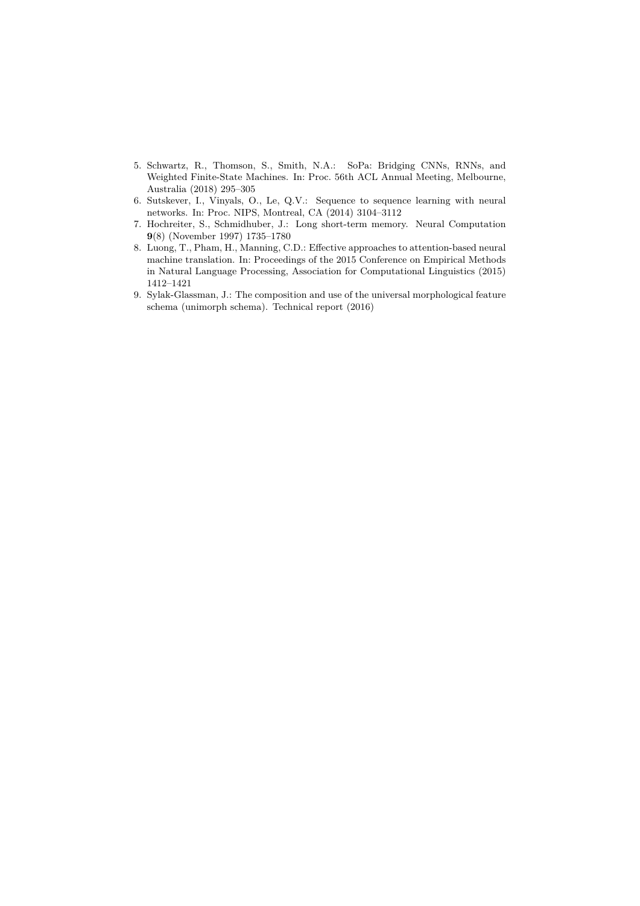5. Schwartz, R., Thomson, S., Smith, N.A.: SoPa: Bridging CNNs, RNNs, and Weighted Finite-State Machines. In: Proc. 56th ACL Annual Meeting, Melbourne, Australia (2018) 295–305
6. Sutskever, I., Vinyals, O., Le, Q.V.: Sequence to sequence learning with neural networks. In: Proc. NIPS, Montreal, CA (2014) 3104–3112
7. Hochreiter, S., Schmidhuber, J.: Long short-term memory. Neural Computation **9**(8) (November 1997) 1735–1780
8. Luong, T., Pham, H., Manning, C.D.: Effective approaches to attention-based neural machine translation. In: Proceedings of the 2015 Conference on Empirical Methods in Natural Language Processing, Association for Computational Linguistics (2015) 1412–1421
9. Sylak-Glassman, J.: The composition and use of the universal morphological feature schema (unimorph schema). Technical report (2016)